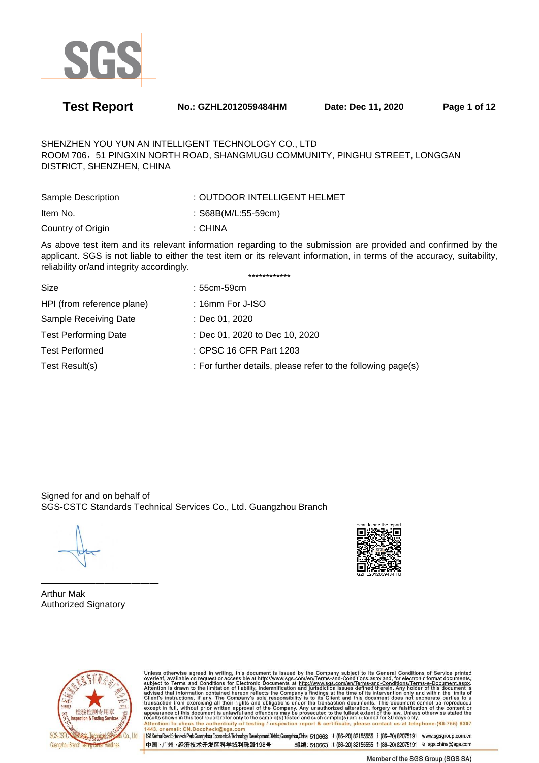# Test Report

**No.: GZHL2012059484HM** **Date: Dec 11, 2020**

SHENZHEN YOU YUN AN INTELLIGENT TECHNOLOGY CO., LTD
ROOM 706，51 PINGXIN NORTH ROAD, SHANGMUGU COMMUNITY, PINGHU STREET, LONGGAN DISTRICT, SHENZHEN, CHINA

| | |
|---|---|
| Sample Description | : OUTDOOR INTELLIGENT HELMET |
| Item No. | : S68B(M/L:55-59cm) |
| Country of Origin | : CHINA |

As above test item and its relevant information regarding to the submission are provided and confirmed by the applicant. SGS is not liable to either the test item or its relevant information, in terms of the accuracy, suitability, reliability or/and integrity accordingly.

************

| | |
|---|---|
| Size | : 55cm-59cm |
| HPI (from reference plane) | : 16mm For J-ISO |
| Sample Receiving Date | : Dec 01, 2020 |
| Test Performing Date | : Dec 01, 2020 to Dec 10, 2020 |
| Test Performed | : CPSC 16 CFR Part 1203 |
| Test Result(s) | : For further details, please refer to the following page(s) |

Signed for and on behalf of
SGS-CSTC Standards Technical Services Co., Ltd. Guangzhou Branch

Arthur Mak
Authorized Signatory

scan to see the report
GZHL2012059484HM

Unless otherwise agreed in writing, this document is issued by the Company subject to its General Conditions of Service printed overleaf, available on request or accessible at http://www.sgs.com/en/Terms-and-Conditions.aspx and, for electronic format documents, subject to Terms and Conditions for Electronic Documents at http://www.sgs.com/en/Terms-and-Conditions/Terms-e-Document.aspx. Attention is drawn to the limitation of liability, indemnification and jurisdiction issues defined therein. Any holder of this document is advised that information contained hereon reflects the Company's findings at the time of its intervention only and within the limits of Client's instructions, if any. The Company's sole responsibility is to its Client and this document does not exonerate parties to a transaction from exercising all their rights and obligations under the transaction documents. This document cannot be reproduced except in full, without prior written approval of the Company. Any unauthorized alteration, forgery or falsification of the content or appearance of this document is unlawful and offenders may be prosecuted to the fullest extent of the law. Unless otherwise stated the results shown in this test report refer only to the sample(s) tested and such sample(s) are retained for 30 days only.

Attention: To check the authenticity of testing / inspection report & certificate, please contact us at telephone:(86-755) 8307 1443, or email: CN.Doccheck@sgs.com

198 Kezhu Road,Scientech Park Guangzhou Economic & Technology Development District,Guangzhou,China 510663 t (86-20) 82155555 f (86-20) 82075191 www.sgsgroup.com.cn
中国・广州・经济技术开发区科学城科珠路198号 邮编: 510663 t (86-20) 82155555 f (86-20) 82075191 e sgs.china@sgs.com

Member of the SGS Group (SGS SA)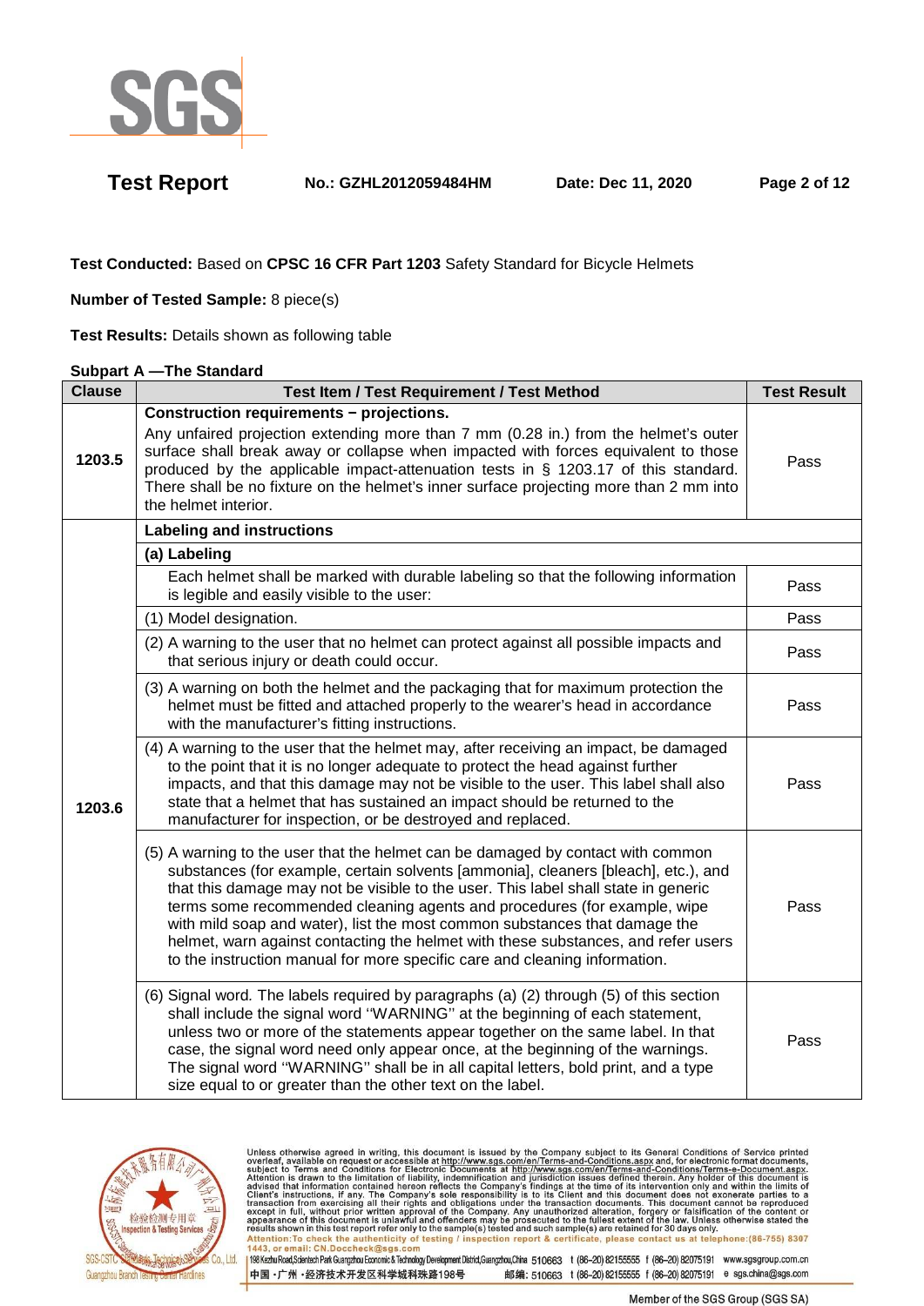**Test Conducted:** Based on **CPSC 16 CFR Part 1203** Safety Standard for Bicycle Helmets

**Number of Tested Sample:** 8 piece(s)

**Test Results:** Details shown as following table

**Subpart A —The Standard**

| Clause | Test Item / Test Requirement / Test Method | Test Result |
|---|---|---|
| 1203.5 | **Construction requirements – projections.** Any unfaired projection extending more than 7 mm (0.28 in.) from the helmet's outer surface shall break away or collapse when impacted with forces equivalent to those produced by the applicable impact-attenuation tests in § 1203.17 of this standard. There shall be no fixture on the helmet's inner surface projecting more than 2 mm into the helmet interior. | Pass |
| 1203.6 | **Labeling and instructions** | |
| | **(a) Labeling** | |
| | Each helmet shall be marked with durable labeling so that the following information is legible and easily visible to the user: | Pass |
| | (1) Model designation. | Pass |
| | (2) A warning to the user that no helmet can protect against all possible impacts and that serious injury or death could occur. | Pass |
| | (3) A warning on both the helmet and the packaging that for maximum protection the helmet must be fitted and attached properly to the wearer's head in accordance with the manufacturer's fitting instructions. | Pass |
| | (4) A warning to the user that the helmet may, after receiving an impact, be damaged to the point that it is no longer adequate to protect the head against further impacts, and that this damage may not be visible to the user. This label shall also state that a helmet that has sustained an impact should be returned to the manufacturer for inspection, or be destroyed and replaced. | Pass |
| | (5) A warning to the user that the helmet can be damaged by contact with common substances (for example, certain solvents [ammonia], cleaners [bleach], etc.), and that this damage may not be visible to the user. This label shall state in generic terms some recommended cleaning agents and procedures (for example, wipe with mild soap and water), list the most common substances that damage the helmet, warn against contacting the helmet with these substances, and refer users to the instruction manual for more specific care and cleaning information. | Pass |
| | (6) Signal word. The labels required by paragraphs (a) (2) through (5) of this section shall include the signal word ''WARNING'' at the beginning of each statement, unless two or more of the statements appear together on the same label. In that case, the signal word need only appear once, at the beginning of the warnings. The signal word ''WARNING'' shall be in all capital letters, bold print, and a type size equal to or greater than the other text on the label. | Pass |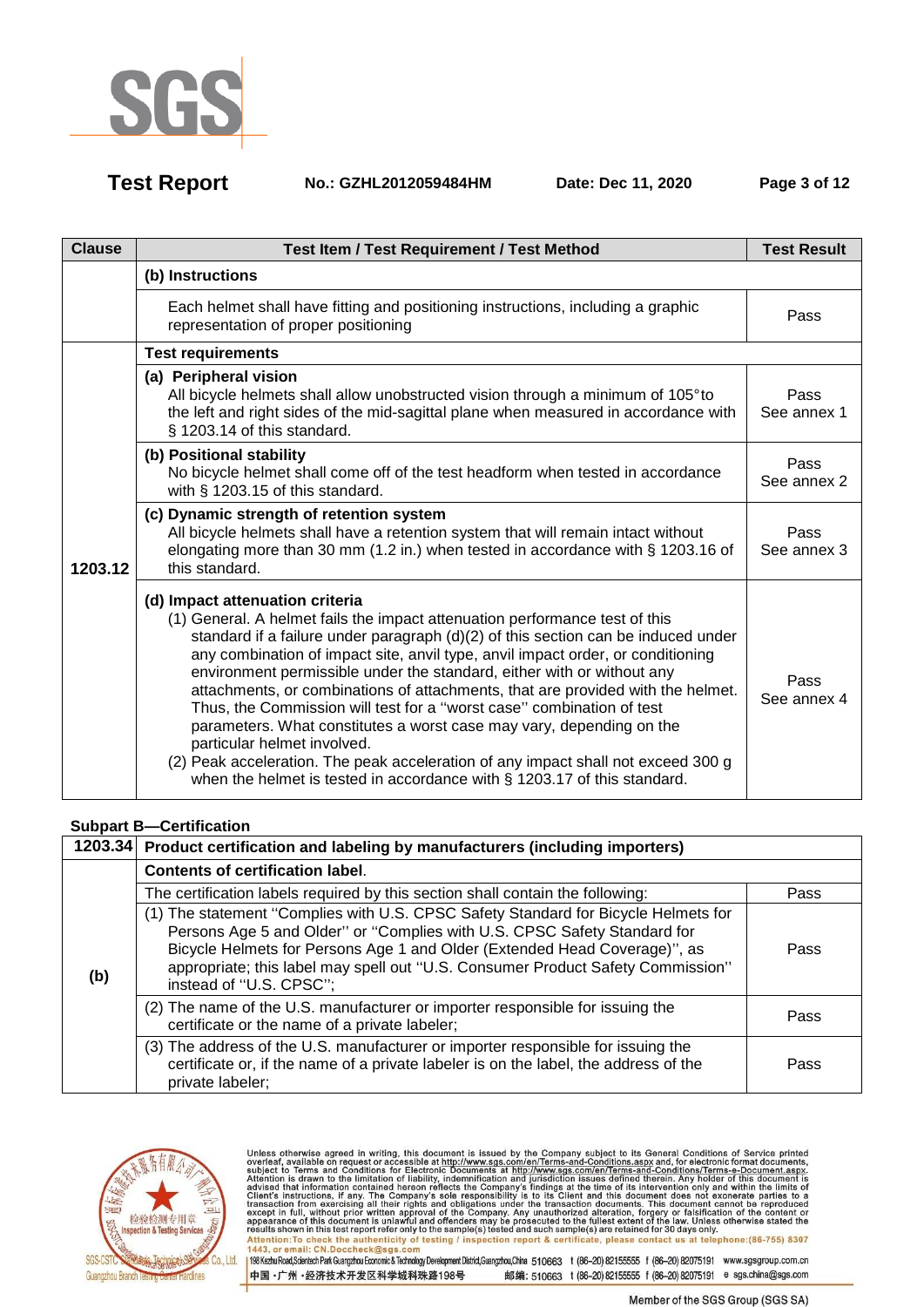| Clause | Test Item / Test Requirement / Test Method | Test Result |
|---|---|---|
| | **(b) Instructions** | |
| | Each helmet shall have fitting and positioning instructions, including a graphic representation of proper positioning | Pass |
| 1203.12 | **Test requirements** | |
| | **(a) Peripheral vision** All bicycle helmets shall allow unobstructed vision through a minimum of 105°to the left and right sides of the mid-sagittal plane when measured in accordance with § 1203.14 of this standard. | Pass See annex 1 |
| | **(b) Positional stability** No bicycle helmet shall come off of the test headform when tested in accordance with § 1203.15 of this standard. | Pass See annex 2 |
| | **(c) Dynamic strength of retention system** All bicycle helmets shall have a retention system that will remain intact without elongating more than 30 mm (1.2 in.) when tested in accordance with § 1203.16 of this standard. | Pass See annex 3 |
| | **(d) Impact attenuation criteria** (1) General. A helmet fails the impact attenuation performance test of this standard if a failure under paragraph (d)(2) of this section can be induced under any combination of impact site, anvil type, anvil impact order, or conditioning environment permissible under the standard, either with or without any attachments, or combinations of attachments, that are provided with the helmet. Thus, the Commission will test for a ''worst case'' combination of test parameters. What constitutes a worst case may vary, depending on the particular helmet involved. (2) Peak acceleration. The peak acceleration of any impact shall not exceed 300 g when the helmet is tested in accordance with § 1203.17 of this standard. | Pass See annex 4 |

**Subpart B—Certification**

| 1203.34 | **Product certification and labeling by manufacturers (including importers)** | |
|---|---|---|
| (b) | **Contents of certification label.** | |
| | The certification labels required by this section shall contain the following: | Pass |
| | (1) The statement ''Complies with U.S. CPSC Safety Standard for Bicycle Helmets for Persons Age 5 and Older'' or ''Complies with U.S. CPSC Safety Standard for Bicycle Helmets for Persons Age 1 and Older (Extended Head Coverage)'', as appropriate; this label may spell out ''U.S. Consumer Product Safety Commission'' instead of ''U.S. CPSC''; | Pass |
| | (2) The name of the U.S. manufacturer or importer responsible for issuing the certificate or the name of a private labeler; | Pass |
| | (3) The address of the U.S. manufacturer or importer responsible for issuing the certificate or, if the name of a private labeler is on the label, the address of the private labeler; | Pass |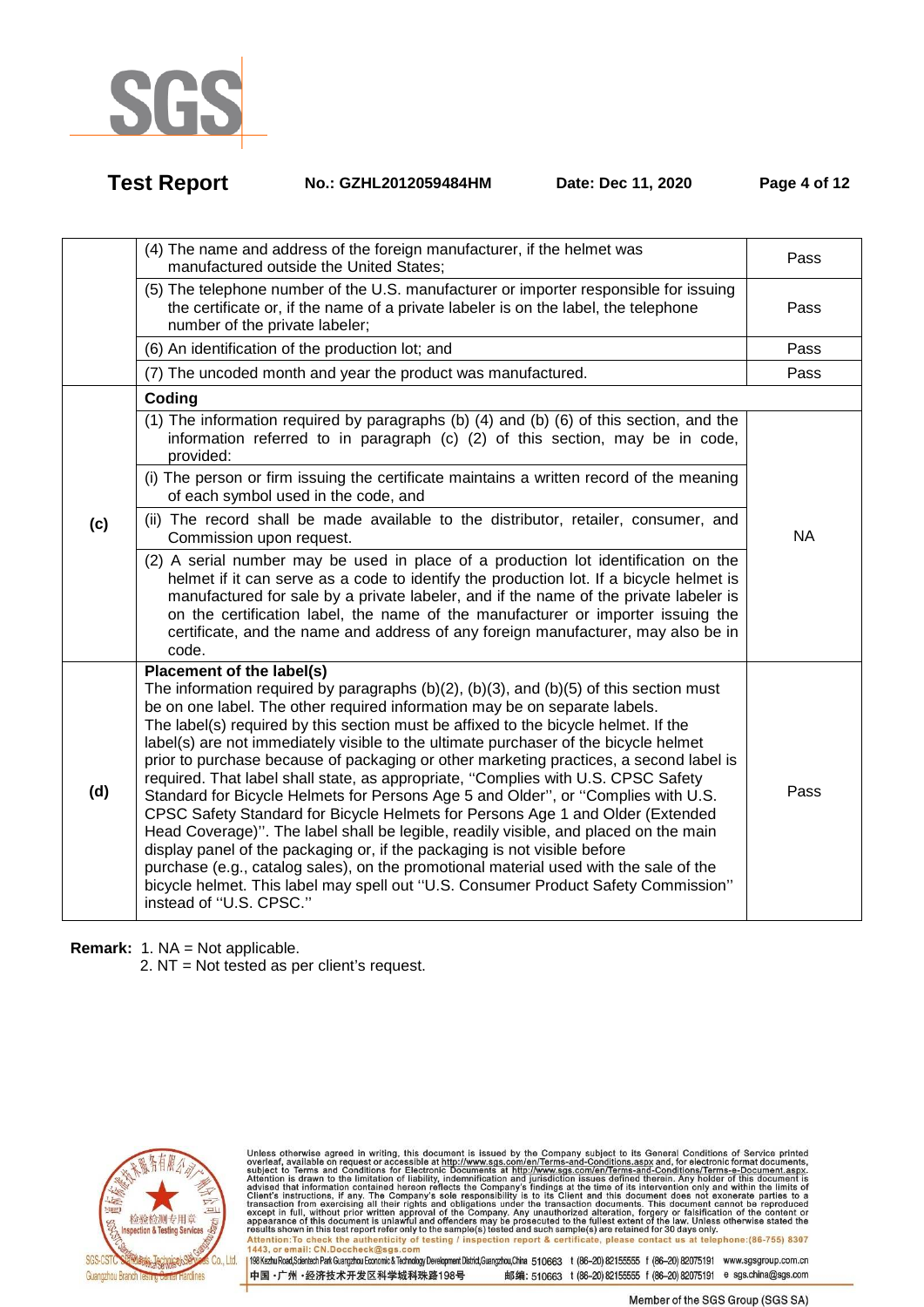| | | |
|---|---|---|
| | (4) The name and address of the foreign manufacturer, if the helmet was manufactured outside the United States; | Pass |
| | (5) The telephone number of the U.S. manufacturer or importer responsible for issuing the certificate or, if the name of a private labeler is on the label, the telephone number of the private labeler; | Pass |
| | (6) An identification of the production lot; and | Pass |
| | (7) The uncoded month and year the product was manufactured. | Pass |
| (c) | **Coding** | |
| | (1) The information required by paragraphs (b) (4) and (b) (6) of this section, and the information referred to in paragraph (c) (2) of this section, may be in code, provided: | NA |
| | (i) The person or firm issuing the certificate maintains a written record of the meaning of each symbol used in the code, and | |
| | (ii) The record shall be made available to the distributor, retailer, consumer, and Commission upon request. | |
| | (2) A serial number may be used in place of a production lot identification on the helmet if it can serve as a code to identify the production lot. If a bicycle helmet is manufactured for sale by a private labeler, and if the name of the private labeler is on the certification label, the name of the manufacturer or importer issuing the certificate, and the name and address of any foreign manufacturer, may also be in code. | |
| (d) | **Placement of the label(s)**<br>The information required by paragraphs (b)(2), (b)(3), and (b)(5) of this section must be on one label. The other required information may be on separate labels.<br>The label(s) required by this section must be affixed to the bicycle helmet. If the label(s) are not immediately visible to the ultimate purchaser of the bicycle helmet prior to purchase because of packaging or other marketing practices, a second label is required. That label shall state, as appropriate, ''Complies with U.S. CPSC Safety Standard for Bicycle Helmets for Persons Age 5 and Older'', or ''Complies with U.S. CPSC Safety Standard for Bicycle Helmets for Persons Age 1 and Older (Extended Head Coverage)''. The label shall be legible, readily visible, and placed on the main display panel of the packaging or, if the packaging is not visible before purchase (e.g., catalog sales), on the promotional material used with the sale of the bicycle helmet. This label may spell out ''U.S. Consumer Product Safety Commission'' instead of ''U.S. CPSC.'' | Pass |

**Remark:** 1. NA = Not applicable.
2. NT = Not tested as per client's request.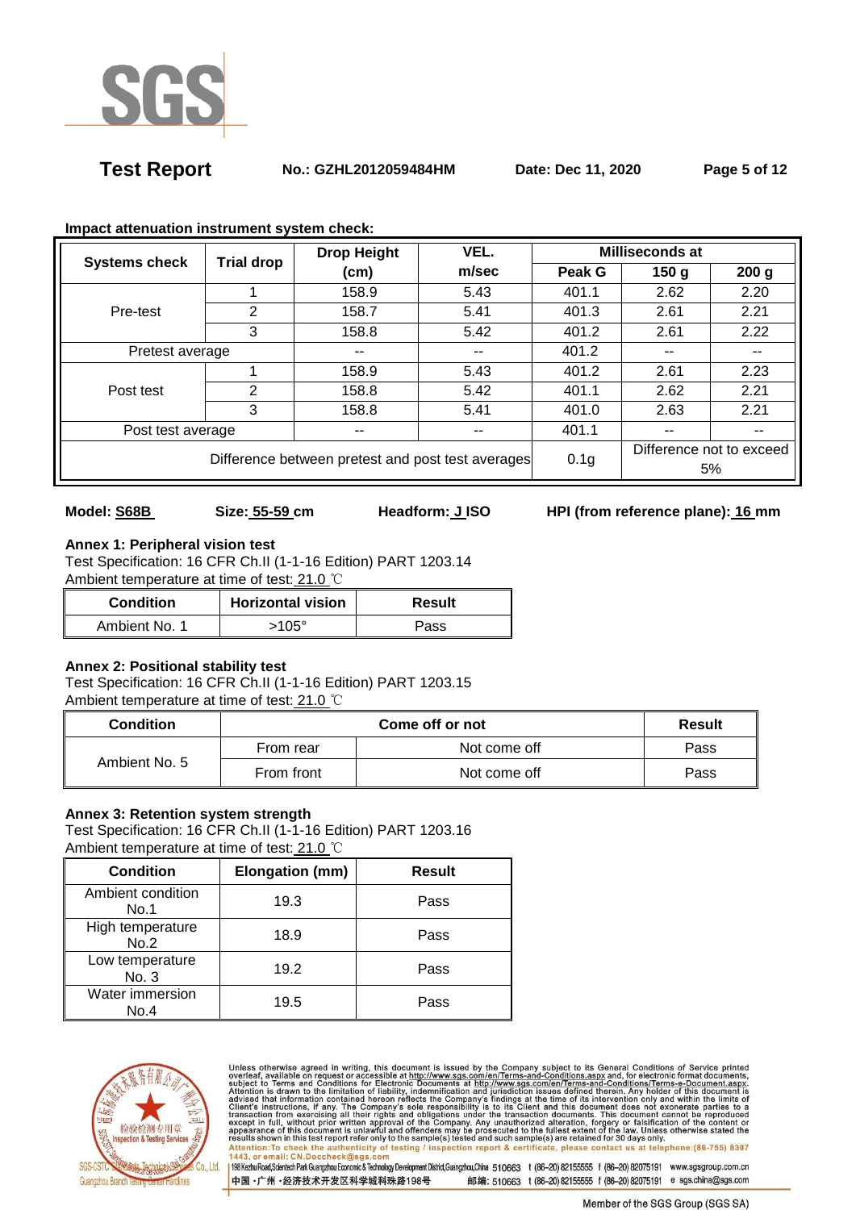**Impact attenuation instrument system check:**

| Systems check | Trial drop | Drop Height (cm) | VEL. m/sec | Milliseconds at | | |
|---|---|---|---|---|---|---|
| | | | | Peak G | 150 g | 200 g |
| Pre-test | 1 | 158.9 | 5.43 | 401.1 | 2.62 | 2.20 |
| | 2 | 158.7 | 5.41 | 401.3 | 2.61 | 2.21 |
| | 3 | 158.8 | 5.42 | 401.2 | 2.61 | 2.22 |
| Pretest average | | -- | -- | 401.2 | -- | -- |
| Post test | 1 | 158.9 | 5.43 | 401.2 | 2.61 | 2.23 |
| | 2 | 158.8 | 5.42 | 401.1 | 2.62 | 2.21 |
| | 3 | 158.8 | 5.41 | 401.0 | 2.63 | 2.21 |
| Post test average | | -- | -- | 401.1 | -- | -- |
| Difference between pretest and post test averages | | | | 0.1g | Difference not to exceed 5% | |

**Model:** S68B **Size:** 55-59 cm **Headform:** J ISO **HPI (from reference plane):** 16 mm

**Annex 1: Peripheral vision test**

Test Specification: 16 CFR Ch.II (1-1-16 Edition) PART 1203.14

Ambient temperature at time of test: 21.0 ℃

| Condition | Horizontal vision | Result |
|---|---|---|
| Ambient No. 1 | >105° | Pass |

**Annex 2: Positional stability test**

Test Specification: 16 CFR Ch.II (1-1-16 Edition) PART 1203.15

Ambient temperature at time of test: 21.0 ℃

| Condition | Come off or not | | Result |
|---|---|---|---|
| Ambient No. 5 | From rear | Not come off | Pass |
| | From front | Not come off | Pass |

**Annex 3: Retention system strength**

Test Specification: 16 CFR Ch.II (1-1-16 Edition) PART 1203.16

Ambient temperature at time of test: 21.0 ℃

| Condition | Elongation (mm) | Result |
|---|---|---|
| Ambient condition No.1 | 19.3 | Pass |
| High temperature No.2 | 18.9 | Pass |
| Low temperature No. 3 | 19.2 | Pass |
| Water immersion No.4 | 19.5 | Pass |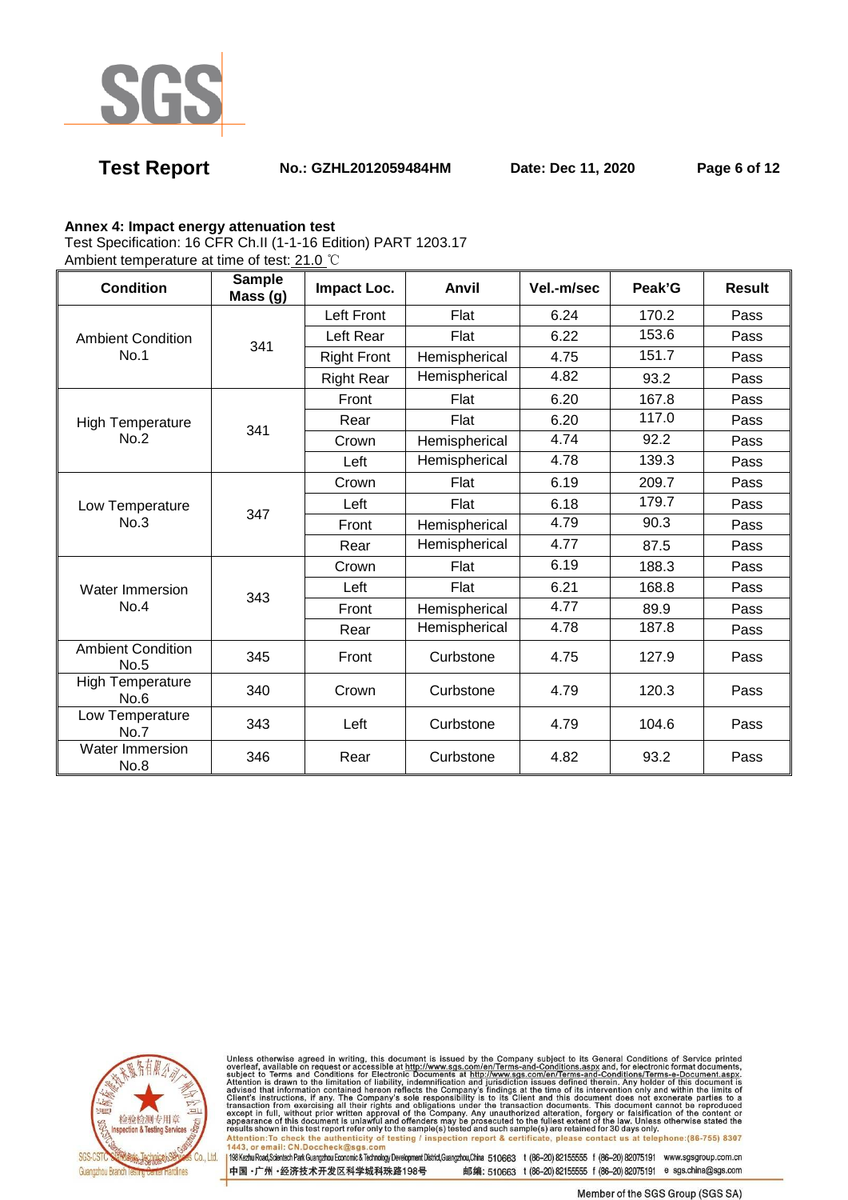**Annex 4: Impact energy attenuation test**

Test Specification: 16 CFR Ch.II (1-1-16 Edition) PART 1203.17

Ambient temperature at time of test: 21.0 ℃

| Condition | Sample Mass (g) | Impact Loc. | Anvil | Vel.-m/sec | Peak'G | Result |
|---|---|---|---|---|---|---|
| Ambient Condition No.1 | 341 | Left Front | Flat | 6.24 | 170.2 | Pass |
| | | Left Rear | Flat | 6.22 | 153.6 | Pass |
| | | Right Front | Hemispherical | 4.75 | 151.7 | Pass |
| | | Right Rear | Hemispherical | 4.82 | 93.2 | Pass |
| High Temperature No.2 | 341 | Front | Flat | 6.20 | 167.8 | Pass |
| | | Rear | Flat | 6.20 | 117.0 | Pass |
| | | Crown | Hemispherical | 4.74 | 92.2 | Pass |
| | | Left | Hemispherical | 4.78 | 139.3 | Pass |
| Low Temperature No.3 | 347 | Crown | Flat | 6.19 | 209.7 | Pass |
| | | Left | Flat | 6.18 | 179.7 | Pass |
| | | Front | Hemispherical | 4.79 | 90.3 | Pass |
| | | Rear | Hemispherical | 4.77 | 87.5 | Pass |
| Water Immersion No.4 | 343 | Crown | Flat | 6.19 | 188.3 | Pass |
| | | Left | Flat | 6.21 | 168.8 | Pass |
| | | Front | Hemispherical | 4.77 | 89.9 | Pass |
| | | Rear | Hemispherical | 4.78 | 187.8 | Pass |
| Ambient Condition No.5 | 345 | Front | Curbstone | 4.75 | 127.9 | Pass |
| High Temperature No.6 | 340 | Crown | Curbstone | 4.79 | 120.3 | Pass |
| Low Temperature No.7 | 343 | Left | Curbstone | 4.79 | 104.6 | Pass |
| Water Immersion No.8 | 346 | Rear | Curbstone | 4.82 | 93.2 | Pass |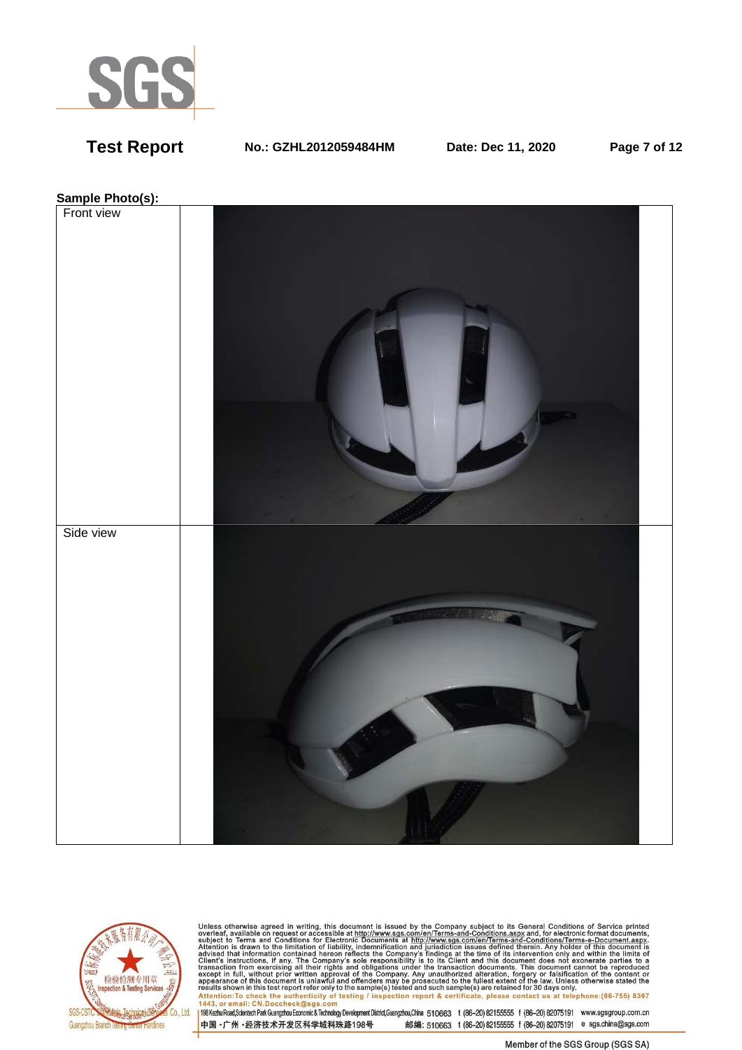**Sample Photo(s):**

| Front view | |
|---|---|
| Side view | |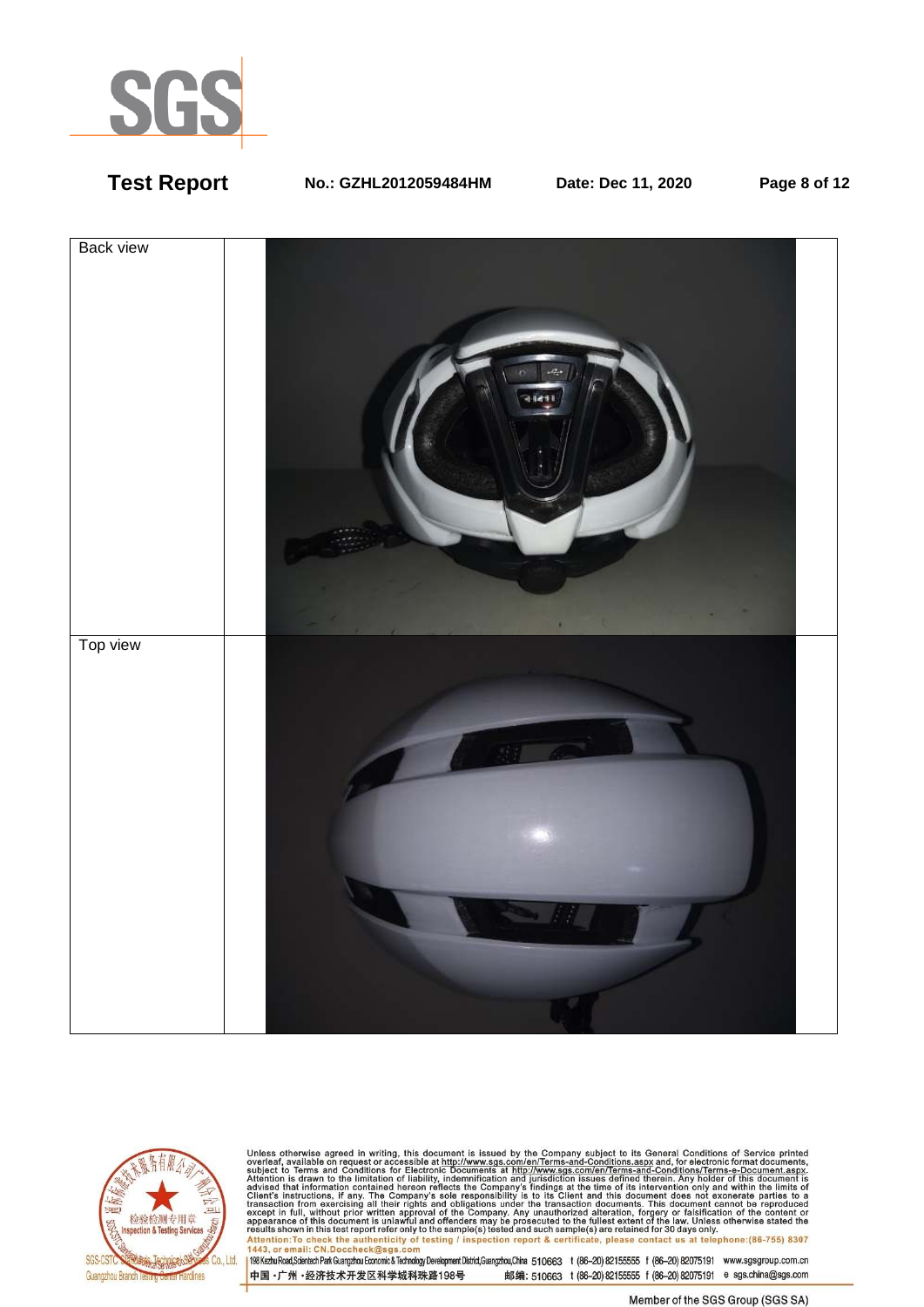| Back view | |
|---|---|
| Top view | |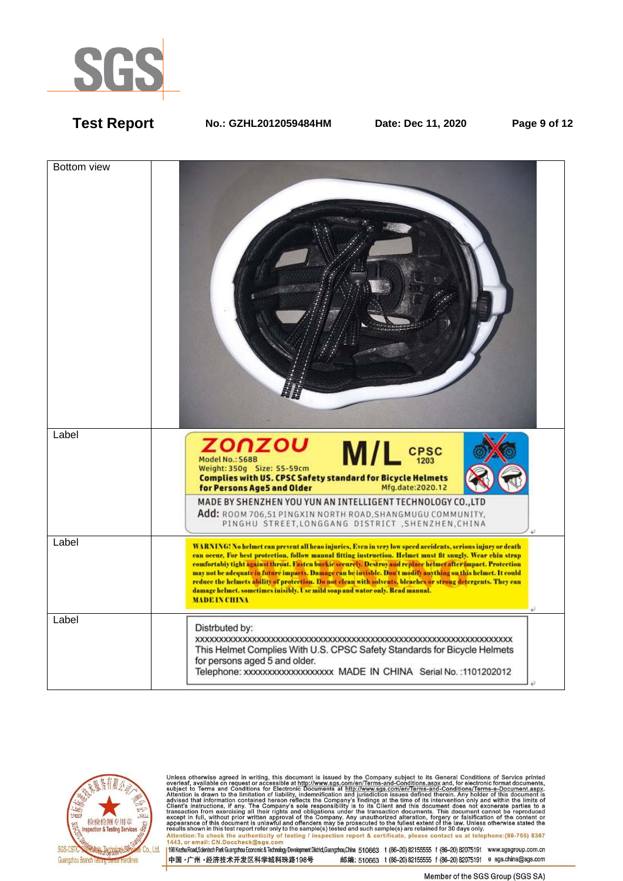| | |
|---|---|
| Bottom view | |
| Label | ZONZOU M/L CPSC 1203<br>Model No.: S68B<br>Weight: 350g Size: 55-59cm<br>**Complies with US. CPSC Safety standard for Bicycle Helmets for Persons Age5 and Older**<br>Mfg.date:2020.12<br>MADE BY SHENZHEN YOU YUN AN INTELLIGENT TECHNOLOGY CO.,LTD<br>Add: ROOM 706,51 PINGXIN NORTH ROAD,SHANGMUGU COMMUNITY, PINGHU STREET,LONGGANG DISTRICT ,SHENZHEN,CHINA |
| Label | **WARNING! No helmet can prevent all heao injuries. Even in very low speed accidents, serious injury or death can occur. For best protection, follow manual fitting instruction. Helmet must fit snugly. Wear chin strap comfortabiy tight against throat. Fasten buckle securely. Destroy and replace helmet after impact. Protection may not be adequate in future impacts. Damage can be invisble. Don't modify anything on this helmet. It could reduce the helmets ability of protection. Do not clean with solvents, bleaches or strong detergents. They can damage helmet. sometimes inisibly. Use mild soap and wator only. Read manual. MADE IN CHINA** |
| Label | Distrbuted by:<br>xxxxxxxxxxxxxxxxxxxxxxxxxxxxxxxxxxxxxxxxxxxxxxxxxxxxxxxxxxxxxxxxx<br>This Helmet Complies With U.S. CPSC Safety Standards for Bicycle Helmets for persons aged 5 and older.<br>Telephone: xxxxxxxxxxxxxxxxxx MADE IN CHINA Serial No. :1101202012 |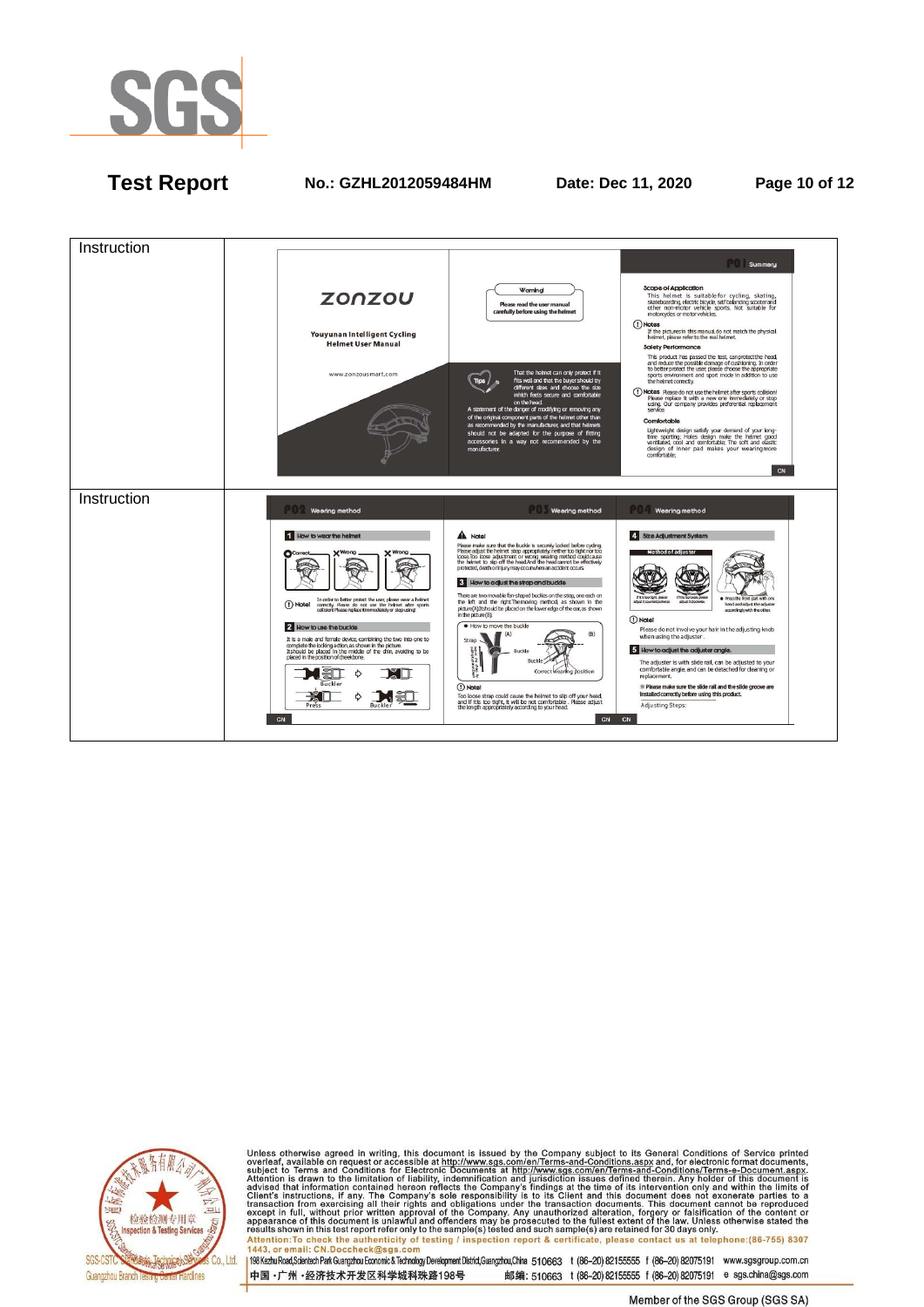| Instruction | zonzou<br>Youyunan Intelligent Cycling Helmet User Manual<br>www.zonzousmart.com<br><br>Warning! Please read the user manual carefully before using the helmet<br>Tips: That the helmet can only protect if it fits well and that the buyer should try different sizes and choose the size which feels secure and comfortable on the head.<br>A statement of the danger of modifying or removing any of the original component parts of the helmet other than as recommended by the manufacturer, and that helmets should not be adapted for the purpose of fitting accessories in a way not recommended by the manufacturer.<br><br>P01 Summary<br>Scope of Application<br>This helmet is suitable for cycling, skating, skateboarding, electric bicycle, self balancing scooter and other non-motor vehicle sports. Not suitable for motorcycles or motor vehicles.<br>Notes: If the pictures in this manual do not match the physical helmet, please refer to the real helmet.<br>Safety Performance<br>This product has passed the test, can protect the head, and reduce the possible damage of cushioning. In order to better protect the user, please choose the appropriate sports environment and sport mode in addition to use the helmet correctly.<br>Notes: Please do not use the helmet after sports collision! Please replace it with a new one immediately or stop using. Our company provides preferential replacement service.<br>Comfortable<br>Lightweight design satisfy your demand of your long-time sporting; Holes design make the helmet good ventilated, cool and comfortable; The soft and elastic design of inner pad makes your wearing more comfortable;<br>CN |
|---|---|
| Instruction | P02 Wearing method<br>1 How to wear the helmet<br>Correct / Wrong / Wrong<br>Note! In order to better protect the user, please wear a helmet correctly. Please do not use the helmet after sports collision! Please replace it immediately or stop using.<br>2 How to use the buckle<br>It is a male and female device, combining the two into one to complete the locking action, as shown in the picture. It should be placed in the middle of the chin, avoiding to be placed in the position of cheekbone.<br>Buckler / Press / Buckler<br>CN<br><br>P03 Wearing method<br>Note! Please make sure that the buckle is securely locked before cycling. Please adjust the helmet strap appropriately, neither too tight nor too loose. Too loose adjustment or wrong wearing method could cause the helmet to slip off the head. And the head cannot be effectively protected, death or injury may occur when an accident occurs.<br>3 How to adjust the strap and buckle<br>There are two movable Y-shaped buckles on the strap, one each on the left and the right. The moving method, as shown in the picture (A). It should be placed on the lower edge of the ear, as shown in the picture (B).<br>How to move the buckle (A) (B) Strap Buckle Buckle Correct wearing position<br>Note! Too loose strap could cause the helmet to slip off your head, and if it is too tight, it will be not comfortable. Please adjust the length appropriately according to your head.<br>CN<br><br>P04 Wearing method<br>4 Size Adjustment System<br>Method of adjuster<br>Press the front part with one hand and adjust the adjuster accordingly with the other.<br>Note! Please do not involve your hair in the adjusting knob when using the adjuster.<br>5 How to adjust the adjuster angle.<br>The adjuster is with slide rail, can be adjusted to your comfortable angle and can be detached for cleaning or replacement.<br>Please make sure the slide rail and the slide groove are installed correctly before using this product.<br>Adjusting Steps:<br>CN |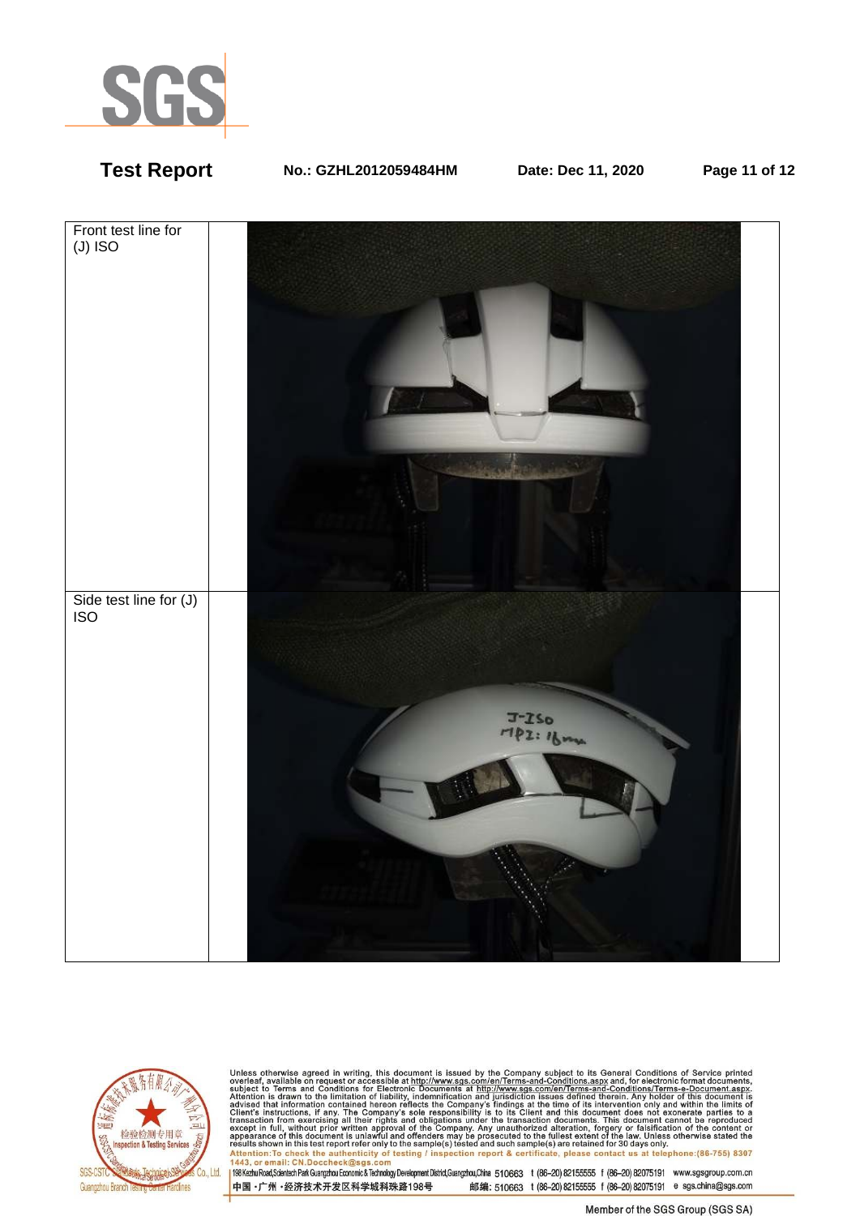| | |
|---|---|
| Front test line for (J) ISO | |
| Side test line for (J) ISO | |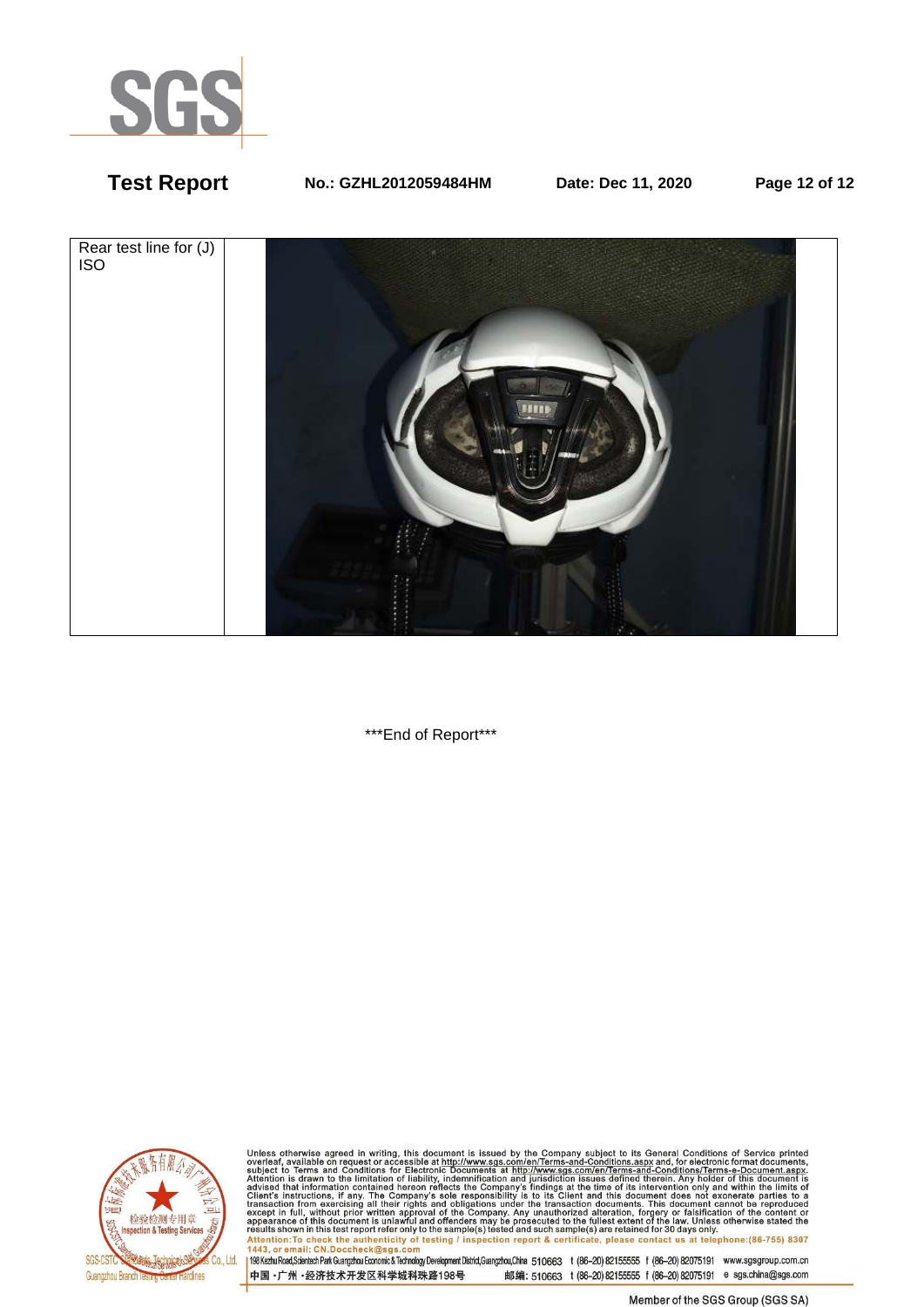| | |
|---|---|
| Rear test line for (J) ISO | |

***End of Report***